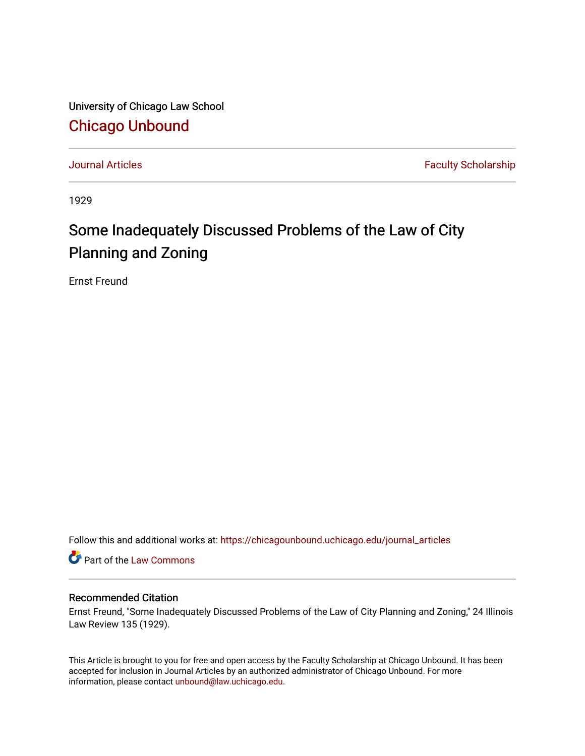University of Chicago Law School

# Chicago Unbound

Journal Articles | Faculty Scholarship

1929

# Some Inadequately Discussed Problems of the Law of City Planning and Zoning

Ernst Freund

Follow this and additional works at: https://chicagounbound.uchicago.edu/journal_articles

Part of the Law Commons

### Recommended Citation

Ernst Freund, "Some Inadequately Discussed Problems of the Law of City Planning and Zoning," 24 Illinois Law Review 135 (1929).

This Article is brought to you for free and open access by the Faculty Scholarship at Chicago Unbound. It has been accepted for inclusion in Journal Articles by an authorized administrator of Chicago Unbound. For more information, please contact unbound@law.uchicago.edu.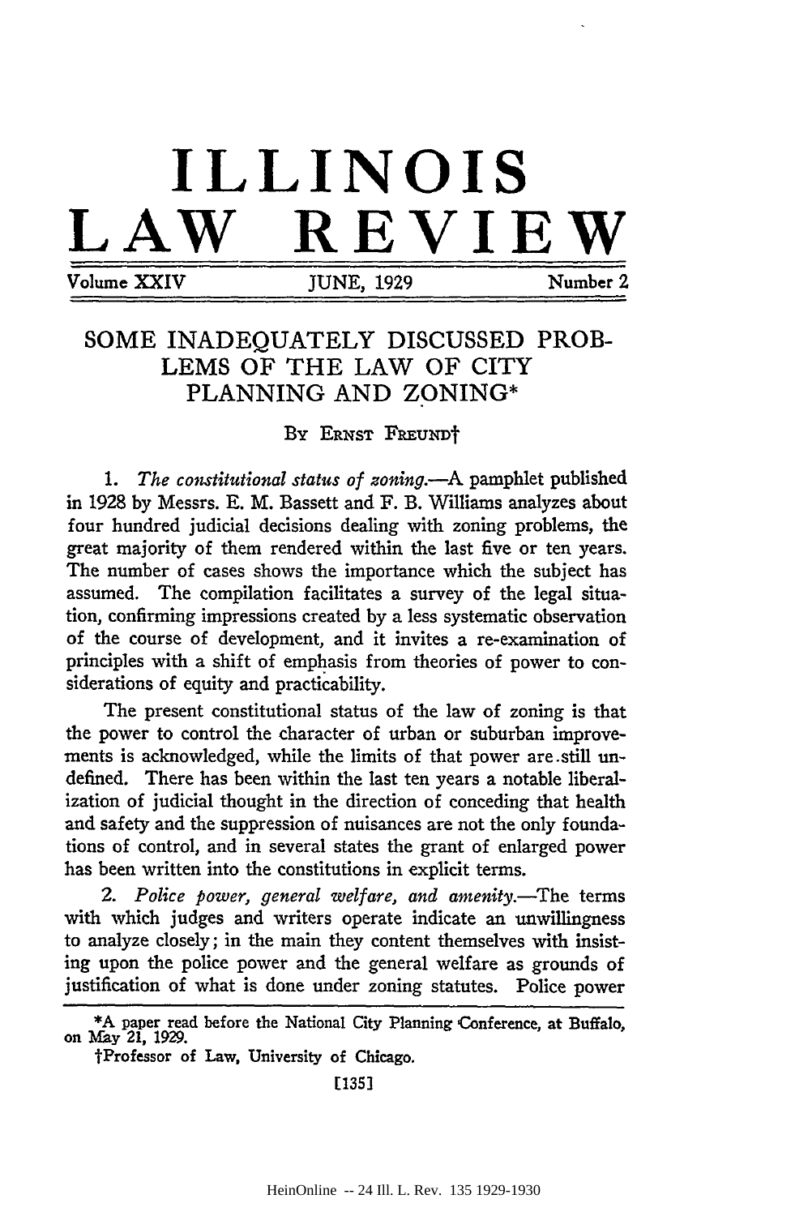# ILLINOIS LAW REVIEW

Volume XXIV | JUNE, 1929 | Number 2

## SOME INADEQUATELY DISCUSSED PROBLEMS OF THE LAW OF CITY PLANNING AND ZONING*

By Ernst Freund†

1. *The constitutional status of zoning.*—A pamphlet published in 1928 by Messrs. E. M. Bassett and F. B. Williams analyzes about four hundred judicial decisions dealing with zoning problems, the great majority of them rendered within the last five or ten years. The number of cases shows the importance which the subject has assumed. The compilation facilitates a survey of the legal situation, confirming impressions created by a less systematic observation of the course of development, and it invites a re-examination of principles with a shift of emphasis from theories of power to considerations of equity and practicability.

The present constitutional status of the law of zoning is that the power to control the character of urban or suburban improvements is acknowledged, while the limits of that power are still undefined. There has been within the last ten years a notable liberalization of judicial thought in the direction of conceding that health and safety and the suppression of nuisances are not the only foundations of control, and in several states the grant of enlarged power has been written into the constitutions in explicit terms.

2. *Police power, general welfare, and amenity.*—The terms with which judges and writers operate indicate an unwillingness to analyze closely; in the main they content themselves with insisting upon the police power and the general welfare as grounds of justification of what is done under zoning statutes. Police power

*A paper read before the National City Planning Conference, at Buffalo, on May 21, 1929.

†Professor of Law, University of Chicago.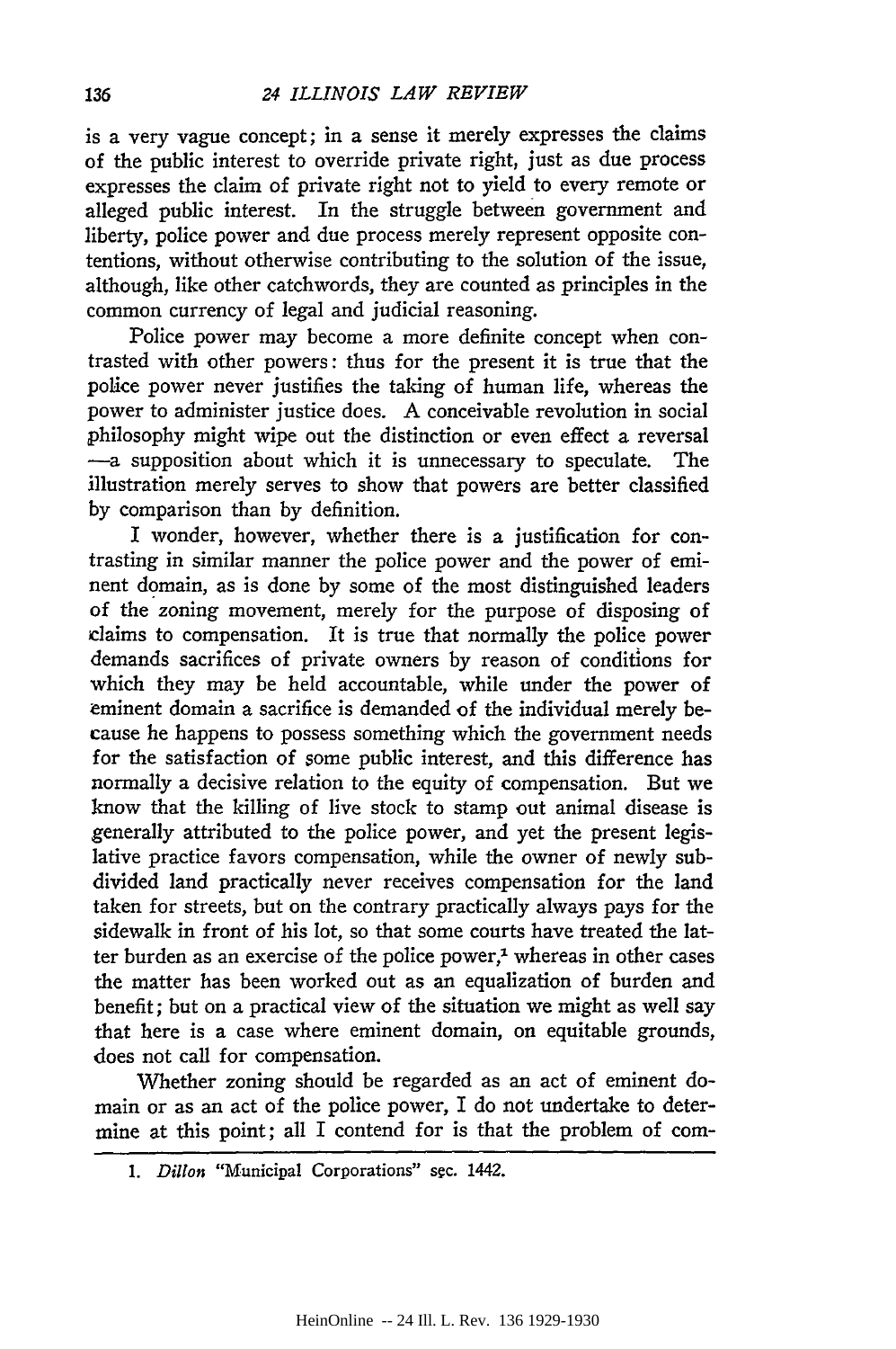is a very vague concept; in a sense it merely expresses the claims of the public interest to override private right, just as due process expresses the claim of private right not to yield to every remote or alleged public interest. In the struggle between government and liberty, police power and due process merely represent opposite contentions, without otherwise contributing to the solution of the issue, although, like other catchwords, they are counted as principles in the common currency of legal and judicial reasoning.

Police power may become a more definite concept when contrasted with other powers: thus for the present it is true that the police power never justifies the taking of human life, whereas the power to administer justice does. A conceivable revolution in social philosophy might wipe out the distinction or even effect a reversal —a supposition about which it is unnecessary to speculate. The illustration merely serves to show that powers are better classified by comparison than by definition.

I wonder, however, whether there is a justification for contrasting in similar manner the police power and the power of eminent domain, as is done by some of the most distinguished leaders of the zoning movement, merely for the purpose of disposing of claims to compensation. It is true that normally the police power demands sacrifices of private owners by reason of conditions for which they may be held accountable, while under the power of eminent domain a sacrifice is demanded of the individual merely because he happens to possess something which the government needs for the satisfaction of some public interest, and this difference has normally a decisive relation to the equity of compensation. But we know that the killing of live stock to stamp out animal disease is generally attributed to the police power, and yet the present legislative practice favors compensation, while the owner of newly subdivided land practically never receives compensation for the land taken for streets, but on the contrary practically always pays for the sidewalk in front of his lot, so that some courts have treated the latter burden as an exercise of the police power,[1] whereas in other cases the matter has been worked out as an equalization of burden and benefit; but on a practical view of the situation we might as well say that here is a case where eminent domain, on equitable grounds, does not call for compensation.

Whether zoning should be regarded as an act of eminent domain or as an act of the police power, I do not undertake to determine at this point; all I contend for is that the problem of com-

1. *Dillon* "Municipal Corporations" sec. 1442.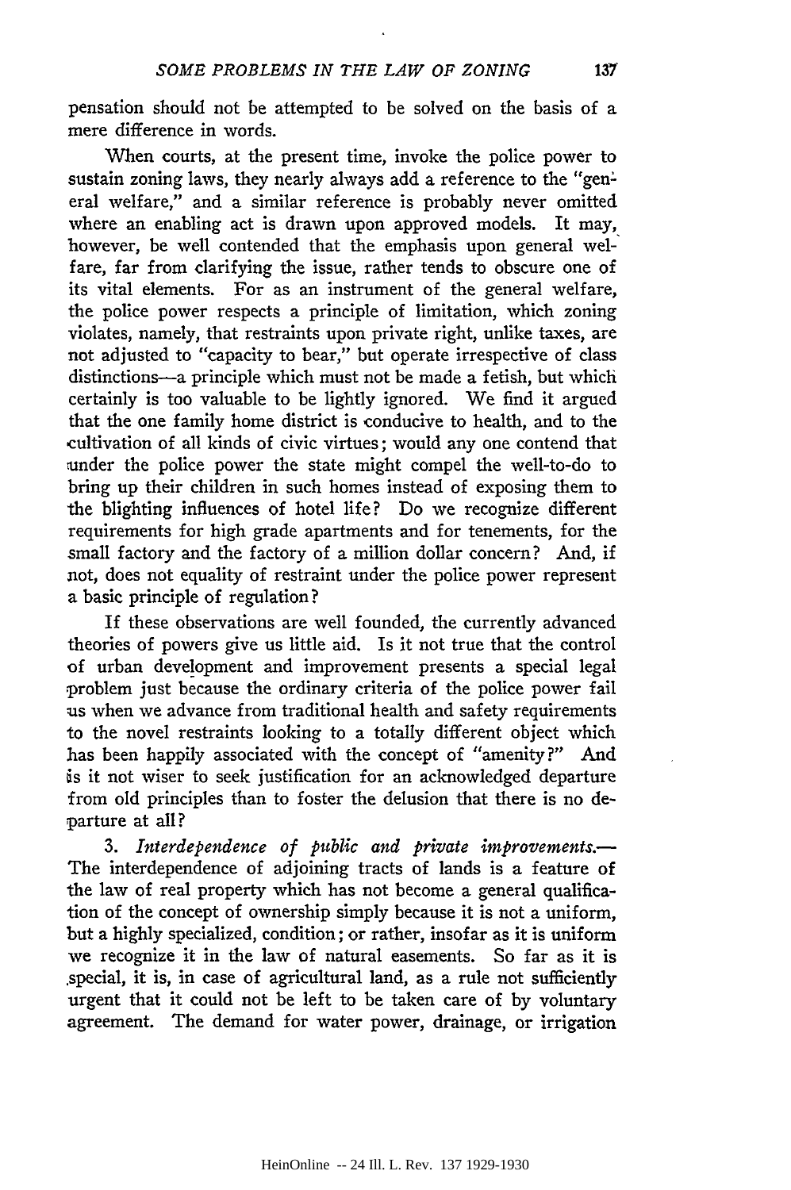pensation should not be attempted to be solved on the basis of a mere difference in words.

When courts, at the present time, invoke the police power to sustain zoning laws, they nearly always add a reference to the "general welfare," and a similar reference is probably never omitted where an enabling act is drawn upon approved models. It may, however, be well contended that the emphasis upon general welfare, far from clarifying the issue, rather tends to obscure one of its vital elements. For as an instrument of the general welfare, the police power respects a principle of limitation, which zoning violates, namely, that restraints upon private right, unlike taxes, are not adjusted to "capacity to bear," but operate irrespective of class distinctions—a principle which must not be made a fetish, but which certainly is too valuable to be lightly ignored. We find it argued that the one family home district is conducive to health, and to the cultivation of all kinds of civic virtues; would any one contend that under the police power the state might compel the well-to-do to bring up their children in such homes instead of exposing them to the blighting influences of hotel life? Do we recognize different requirements for high grade apartments and for tenements, for the small factory and the factory of a million dollar concern? And, if not, does not equality of restraint under the police power represent a basic principle of regulation?

If these observations are well founded, the currently advanced theories of powers give us little aid. Is it not true that the control of urban development and improvement presents a special legal problem just because the ordinary criteria of the police power fail us when we advance from traditional health and safety requirements to the novel restraints looking to a totally different object which has been happily associated with the concept of "amenity?" And is it not wiser to seek justification for an acknowledged departure from old principles than to foster the delusion that there is no departure at all?

3. *Interdependence of public and private improvements.*— The interdependence of adjoining tracts of lands is a feature of the law of real property which has not become a general qualification of the concept of ownership simply because it is not a uniform, but a highly specialized, condition; or rather, insofar as it is uniform we recognize it in the law of natural easements. So far as it is special, it is, in case of agricultural land, as a rule not sufficiently urgent that it could not be left to be taken care of by voluntary agreement. The demand for water power, drainage, or irrigation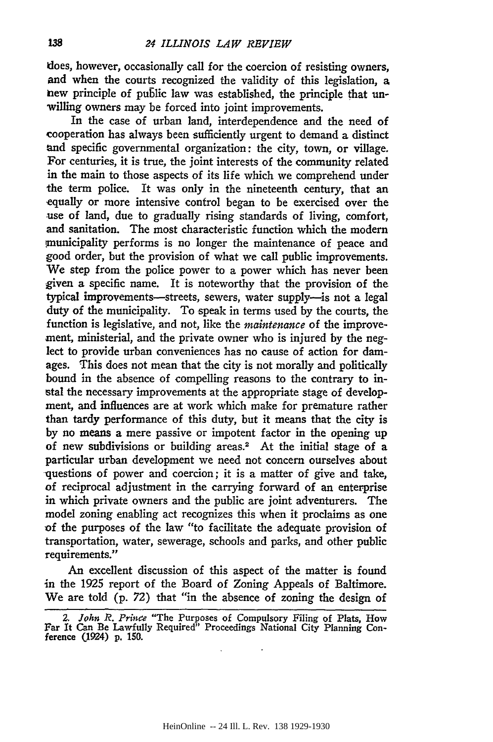does, however, occasionally call for the coercion of resisting owners, and when the courts recognized the validity of this legislation, a new principle of public law was established, the principle that unwilling owners may be forced into joint improvements.

In the case of urban land, interdependence and the need of cooperation has always been sufficiently urgent to demand a distinct and specific governmental organization: the city, town, or village. For centuries, it is true, the joint interests of the community related in the main to those aspects of its life which we comprehend under the term police. It was only in the nineteenth century, that an equally or more intensive control began to be exercised over the use of land, due to gradually rising standards of living, comfort, and sanitation. The most characteristic function which the modern municipality performs is no longer the maintenance of peace and good order, but the provision of what we call public improvements. We step from the police power to a power which has never been given a specific name. It is noteworthy that the provision of the typical improvements—streets, sewers, water supply—is not a legal duty of the municipality. To speak in terms used by the courts, the function is legislative, and not, like the *maintenance* of the improvement, ministerial, and the private owner who is injured by the neglect to provide urban conveniences has no cause of action for damages. This does not mean that the city is not morally and politically bound in the absence of compelling reasons to the contrary to instal the necessary improvements at the appropriate stage of development, and influences are at work which make for premature rather than tardy performance of this duty, but it means that the city is by no means a mere passive or impotent factor in the opening up of new subdivisions or building areas.[2] At the initial stage of a particular urban development we need not concern ourselves about questions of power and coercion; it is a matter of give and take, of reciprocal adjustment in the carrying forward of an enterprise in which private owners and the public are joint adventurers. The model zoning enabling act recognizes this when it proclaims as one of the purposes of the law "to facilitate the adequate provision of transportation, water, sewerage, schools and parks, and other public requirements."

An excellent discussion of this aspect of the matter is found in the 1925 report of the Board of Zoning Appeals of Baltimore. We are told (p. 72) that "in the absence of zoning the design of

2. *John R. Prince* "The Purposes of Compulsory Filing of Plats, How Far It Can Be Lawfully Required" Proceedings National City Planning Conference (1924) p. 150.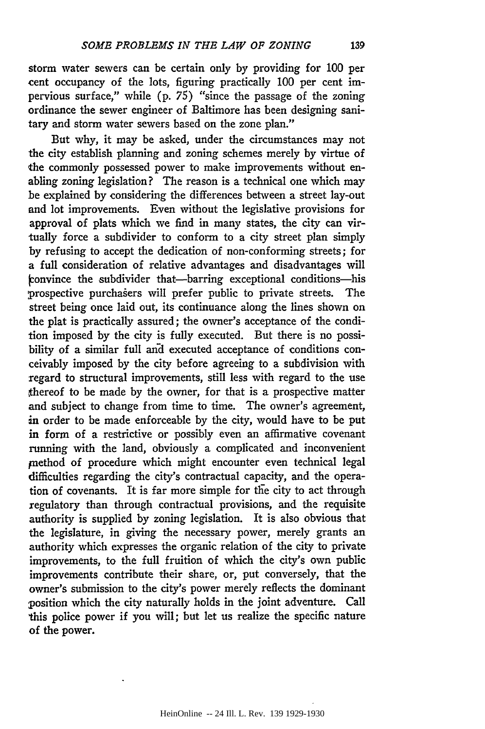storm water sewers can be certain only by providing for 100 per cent occupancy of the lots, figuring practically 100 per cent impervious surface," while (p. 75) "since the passage of the zoning ordinance the sewer engineer of Baltimore has been designing sanitary and storm water sewers based on the zone plan."

But why, it may be asked, under the circumstances may not the city establish planning and zoning schemes merely by virtue of the commonly possessed power to make improvements without enabling zoning legislation? The reason is a technical one which may be explained by considering the differences between a street lay-out and lot improvements. Even without the legislative provisions for approval of plats which we find in many states, the city can virtually force a subdivider to conform to a city street plan simply by refusing to accept the dedication of non-conforming streets; for a full consideration of relative advantages and disadvantages will convince the subdivider that—barring exceptional conditions—his prospective purchasers will prefer public to private streets. The street being once laid out, its continuance along the lines shown on the plat is practically assured; the owner's acceptance of the condition imposed by the city is fully executed. But there is no possibility of a similar full and executed acceptance of conditions conceivably imposed by the city before agreeing to a subdivision with regard to structural improvements, still less with regard to the use thereof to be made by the owner, for that is a prospective matter and subject to change from time to time. The owner's agreement, in order to be made enforceable by the city, would have to be put in form of a restrictive or possibly even an affirmative covenant running with the land, obviously a complicated and inconvenient method of procedure which might encounter even technical legal difficulties regarding the city's contractual capacity, and the operation of covenants. It is far more simple for the city to act through regulatory than through contractual provisions, and the requisite authority is supplied by zoning legislation. It is also obvious that the legislature, in giving the necessary power, merely grants an authority which expresses the organic relation of the city to private improvements, to the full fruition of which the city's own public improvements contribute their share, or, put conversely, that the owner's submission to the city's power merely reflects the dominant position which the city naturally holds in the joint adventure. Call this police power if you will; but let us realize the specific nature of the power.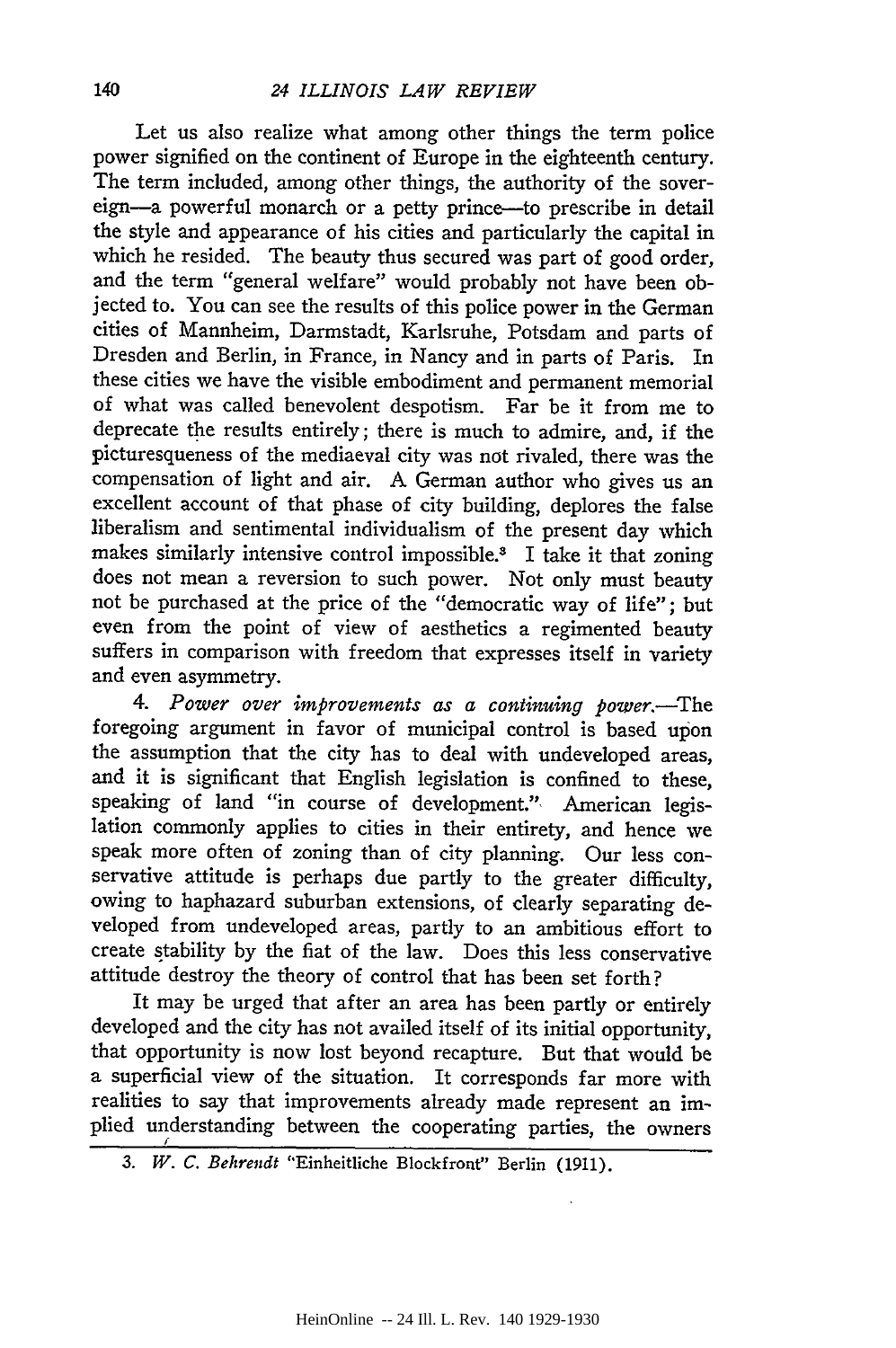Let us also realize what among other things the term police power signified on the continent of Europe in the eighteenth century. The term included, among other things, the authority of the sovereign—a powerful monarch or a petty prince—to prescribe in detail the style and appearance of his cities and particularly the capital in which he resided. The beauty thus secured was part of good order, and the term "general welfare" would probably not have been objected to. You can see the results of this police power in the German cities of Mannheim, Darmstadt, Karlsruhe, Potsdam and parts of Dresden and Berlin, in France, in Nancy and in parts of Paris. In these cities we have the visible embodiment and permanent memorial of what was called benevolent despotism. Far be it from me to deprecate the results entirely; there is much to admire, and, if the picturesqueness of the mediaeval city was not rivaled, there was the compensation of light and air. A German author who gives us an excellent account of that phase of city building, deplores the false liberalism and sentimental individualism of the present day which makes similarly intensive control impossible.[3] I take it that zoning does not mean a reversion to such power. Not only must beauty not be purchased at the price of the "democratic way of life"; but even from the point of view of aesthetics a regimented beauty suffers in comparison with freedom that expresses itself in variety and even asymmetry.

4. *Power over improvements as a continuing power.*—The foregoing argument in favor of municipal control is based upon the assumption that the city has to deal with undeveloped areas, and it is significant that English legislation is confined to these, speaking of land "in course of development." American legislation commonly applies to cities in their entirety, and hence we speak more often of zoning than of city planning. Our less conservative attitude is perhaps due partly to the greater difficulty, owing to haphazard suburban extensions, of clearly separating developed from undeveloped areas, partly to an ambitious effort to create stability by the fiat of the law. Does this less conservative attitude destroy the theory of control that has been set forth?

It may be urged that after an area has been partly or entirely developed and the city has not availed itself of its initial opportunity, that opportunity is now lost beyond recapture. But that would be a superficial view of the situation. It corresponds far more with realities to say that improvements already made represent an implied understanding between the cooperating parties, the owners

3. *W. C. Behrendt* "Einheitliche Blockfront" Berlin (1911).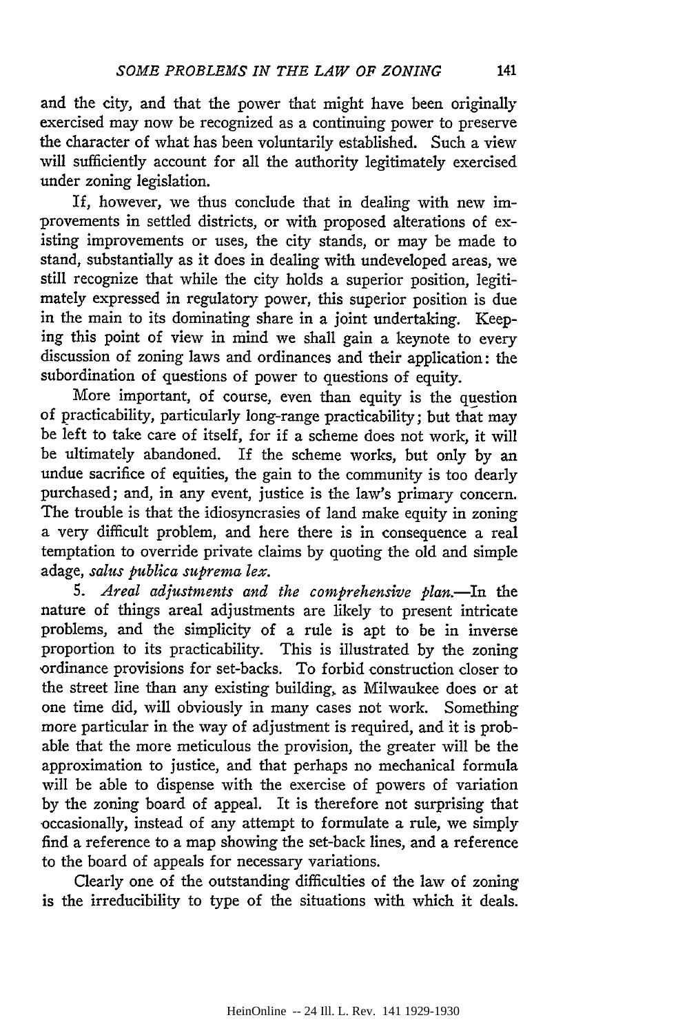and the city, and that the power that might have been originally exercised may now be recognized as a continuing power to preserve the character of what has been voluntarily established. Such a view will sufficiently account for all the authority legitimately exercised under zoning legislation.

If, however, we thus conclude that in dealing with new improvements in settled districts, or with proposed alterations of existing improvements or uses, the city stands, or may be made to stand, substantially as it does in dealing with undeveloped areas, we still recognize that while the city holds a superior position, legitimately expressed in regulatory power, this superior position is due in the main to its dominating share in a joint undertaking. Keeping this point of view in mind we shall gain a keynote to every discussion of zoning laws and ordinances and their application: the subordination of questions of power to questions of equity.

More important, of course, even than equity is the question of practicability, particularly long-range practicability; but that may be left to take care of itself, for if a scheme does not work, it will be ultimately abandoned. If the scheme works, but only by an undue sacrifice of equities, the gain to the community is too dearly purchased; and, in any event, justice is the law's primary concern. The trouble is that the idiosyncrasies of land make equity in zoning a very difficult problem, and here there is in consequence a real temptation to override private claims by quoting the old and simple adage, *salus publica suprema lex.*

5. *Areal adjustments and the comprehensive plan.*—In the nature of things areal adjustments are likely to present intricate problems, and the simplicity of a rule is apt to be in inverse proportion to its practicability. This is illustrated by the zoning ordinance provisions for set-backs. To forbid construction closer to the street line than any existing building, as Milwaukee does or at one time did, will obviously in many cases not work. Something more particular in the way of adjustment is required, and it is probable that the more meticulous the provision, the greater will be the approximation to justice, and that perhaps no mechanical formula will be able to dispense with the exercise of powers of variation by the zoning board of appeal. It is therefore not surprising that occasionally, instead of any attempt to formulate a rule, we simply find a reference to a map showing the set-back lines, and a reference to the board of appeals for necessary variations.

Clearly one of the outstanding difficulties of the law of zoning is the irreducibility to type of the situations with which it deals.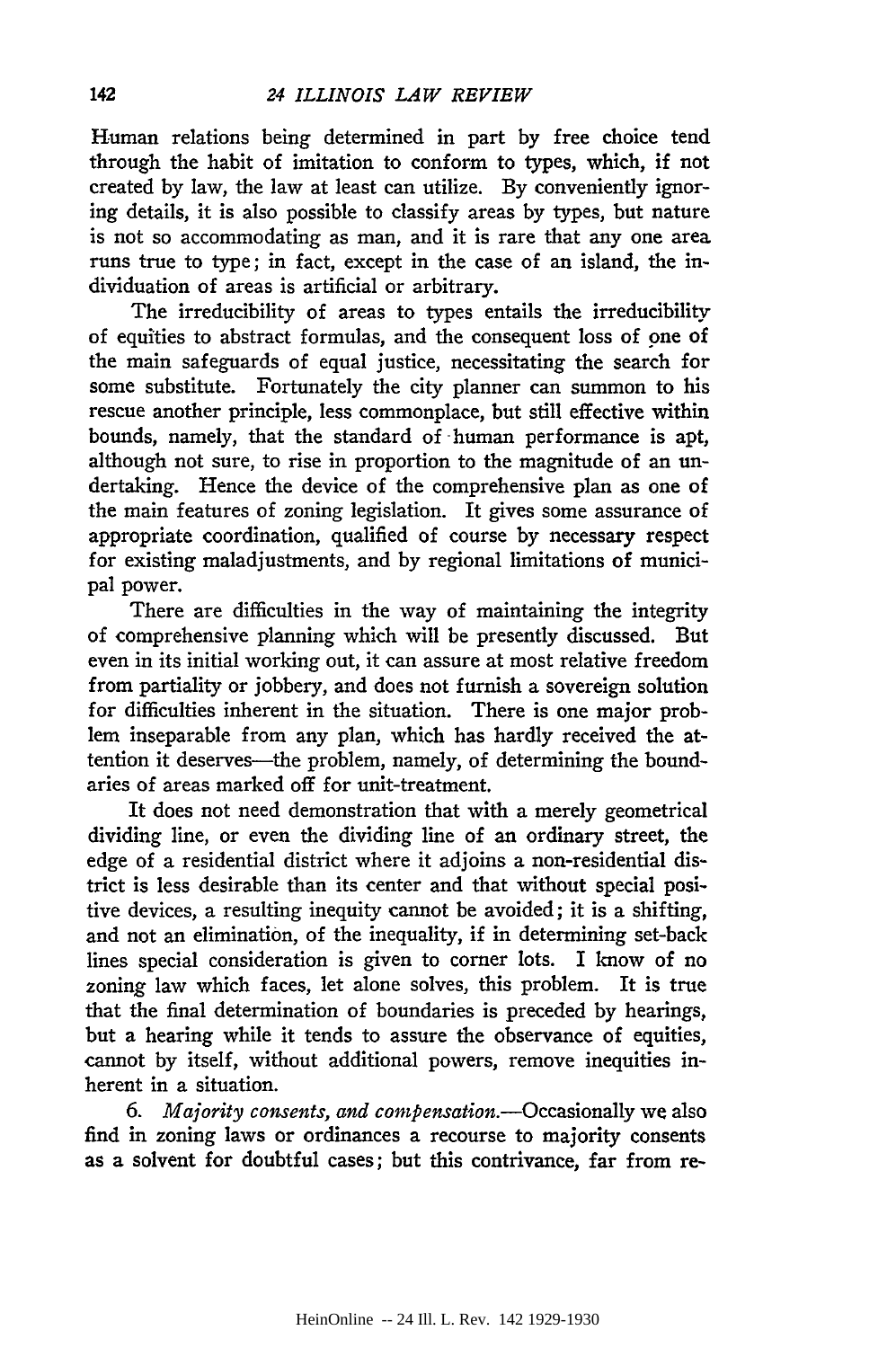Human relations being determined in part by free choice tend through the habit of imitation to conform to types, which, if not created by law, the law at least can utilize. By conveniently ignoring details, it is also possible to classify areas by types, but nature is not so accommodating as man, and it is rare that any one area runs true to type; in fact, except in the case of an island, the individuation of areas is artificial or arbitrary.

The irreducibility of areas to types entails the irreducibility of equities to abstract formulas, and the consequent loss of one of the main safeguards of equal justice, necessitating the search for some substitute. Fortunately the city planner can summon to his rescue another principle, less commonplace, but still effective within bounds, namely, that the standard of human performance is apt, although not sure, to rise in proportion to the magnitude of an undertaking. Hence the device of the comprehensive plan as one of the main features of zoning legislation. It gives some assurance of appropriate coordination, qualified of course by necessary respect for existing maladjustments, and by regional limitations of municipal power.

There are difficulties in the way of maintaining the integrity of comprehensive planning which will be presently discussed. But even in its initial working out, it can assure at most relative freedom from partiality or jobbery, and does not furnish a sovereign solution for difficulties inherent in the situation. There is one major problem inseparable from any plan, which has hardly received the attention it deserves—the problem, namely, of determining the boundaries of areas marked off for unit-treatment.

It does not need demonstration that with a merely geometrical dividing line, or even the dividing line of an ordinary street, the edge of a residential district where it adjoins a non-residential district is less desirable than its center and that without special positive devices, a resulting inequity cannot be avoided; it is a shifting, and not an elimination, of the inequality, if in determining set-back lines special consideration is given to corner lots. I know of no zoning law which faces, let alone solves, this problem. It is true that the final determination of boundaries is preceded by hearings, but a hearing while it tends to assure the observance of equities, cannot by itself, without additional powers, remove inequities inherent in a situation.

6. *Majority consents, and compensation.*—Occasionally we also find in zoning laws or ordinances a recourse to majority consents as a solvent for doubtful cases; but this contrivance, far from re-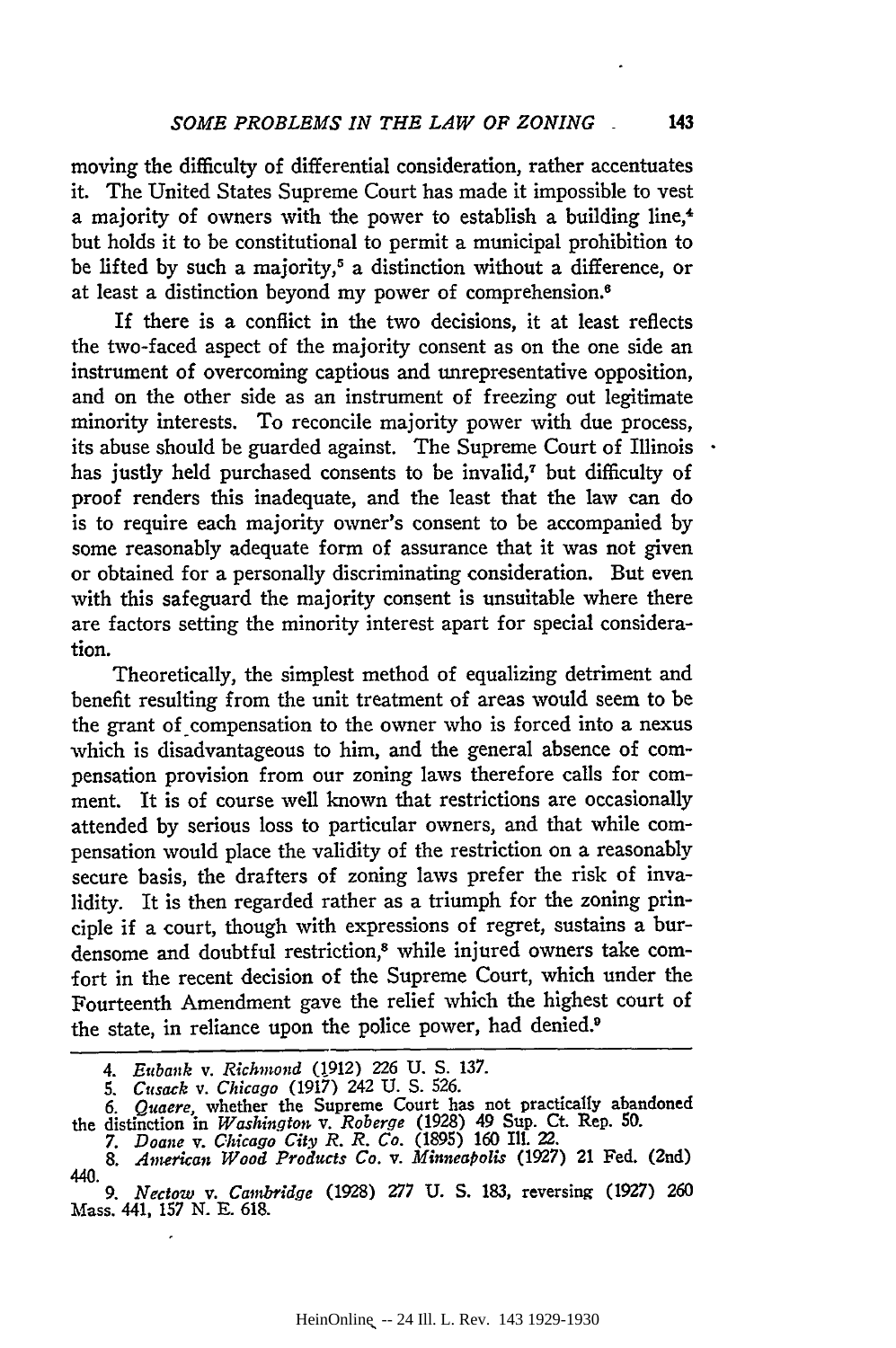moving the difficulty of differential consideration, rather accentuates it. The United States Supreme Court has made it impossible to vest a majority of owners with the power to establish a building line,[4] but holds it to be constitutional to permit a municipal prohibition to be lifted by such a majority,[5] a distinction without a difference, or at least a distinction beyond my power of comprehension.[6]

If there is a conflict in the two decisions, it at least reflects the two-faced aspect of the majority consent as on the one side an instrument of overcoming captious and unrepresentative opposition, and on the other side as an instrument of freezing out legitimate minority interests. To reconcile majority power with due process, its abuse should be guarded against. The Supreme Court of Illinois has justly held purchased consents to be invalid,[7] but difficulty of proof renders this inadequate, and the least that the law can do is to require each majority owner's consent to be accompanied by some reasonably adequate form of assurance that it was not given or obtained for a personally discriminating consideration. But even with this safeguard the majority consent is unsuitable where there are factors setting the minority interest apart for special consideration.

Theoretically, the simplest method of equalizing detriment and benefit resulting from the unit treatment of areas would seem to be the grant of compensation to the owner who is forced into a nexus which is disadvantageous to him, and the general absence of compensation provision from our zoning laws therefore calls for comment. It is of course well known that restrictions are occasionally attended by serious loss to particular owners, and that while compensation would place the validity of the restriction on a reasonably secure basis, the drafters of zoning laws prefer the risk of invalidity. It is then regarded rather as a triumph for the zoning principle if a court, though with expressions of regret, sustains a burdensome and doubtful restriction,[8] while injured owners take comfort in the recent decision of the Supreme Court, which under the Fourteenth Amendment gave the relief which the highest court of the state, in reliance upon the police power, had denied.[9]

---

4. *Eubank* v. *Richmond* (1912) 226 U. S. 137.

5. *Cusack* v. *Chicago* (1917) 242 U. S. 526.

6. *Quaere*, whether the Supreme Court has not practically abandoned the distinction in *Washington* v. *Roberge* (1928) 49 Sup. Ct. Rep. 50.

7. *Doane* v. *Chicago City R. R. Co.* (1895) 160 Ill. 22.

8. *American Wood Products Co.* v. *Minneapolis* (1927) 21 Fed. (2nd) 440.

9. *Nectow* v. *Cambridge* (1928) 277 U. S. 183, reversing (1927) 260 Mass. 441, 157 N. E. 618.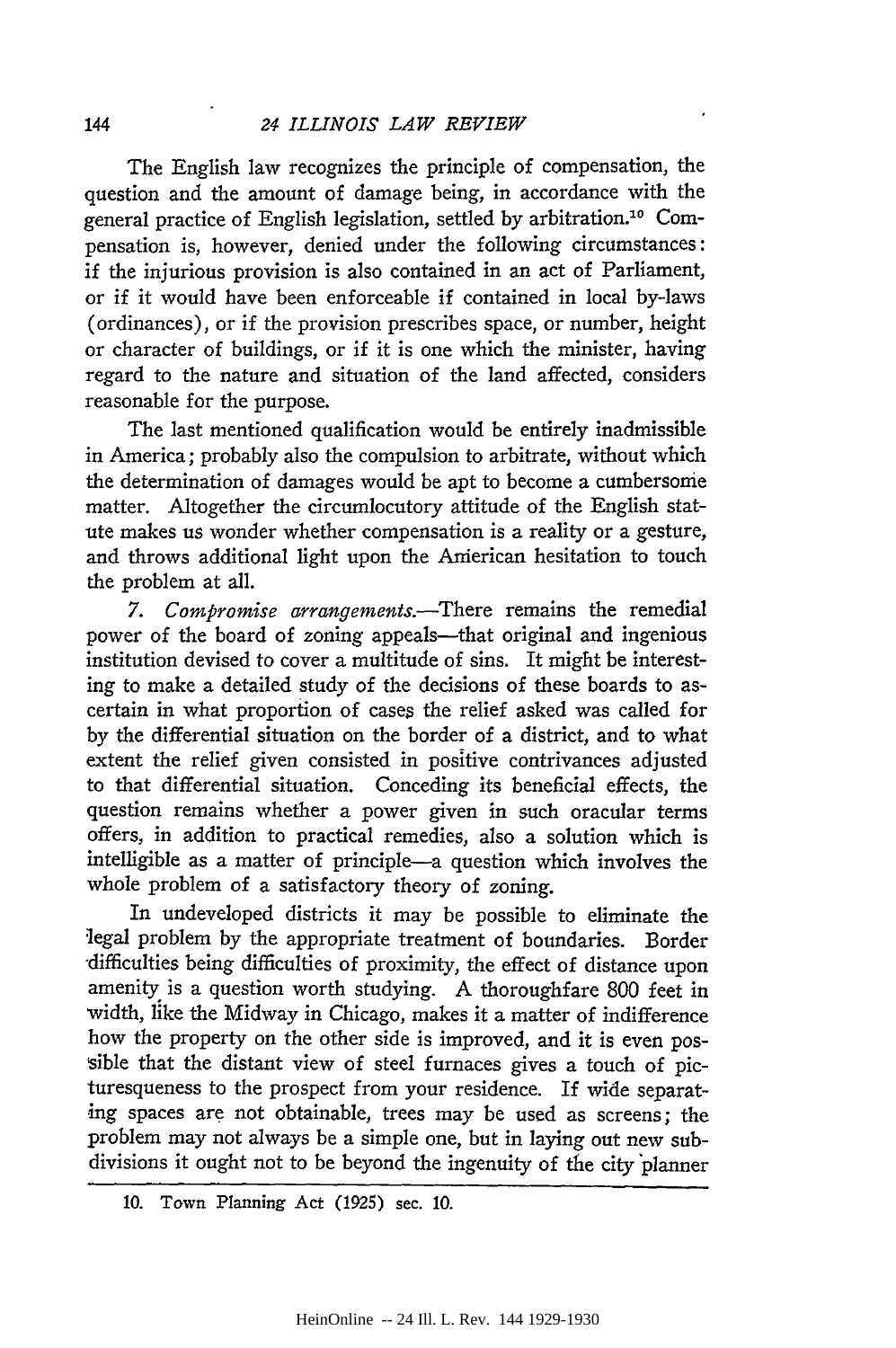The English law recognizes the principle of compensation, the question and the amount of damage being, in accordance with the general practice of English legislation, settled by arbitration.[10] Compensation is, however, denied under the following circumstances: if the injurious provision is also contained in an act of Parliament, or if it would have been enforceable if contained in local by-laws (ordinances), or if the provision prescribes space, or number, height or character of buildings, or if it is one which the minister, having regard to the nature and situation of the land affected, considers reasonable for the purpose.

The last mentioned qualification would be entirely inadmissible in America; probably also the compulsion to arbitrate, without which the determination of damages would be apt to become a cumbersome matter. Altogether the circumlocutory attitude of the English statute makes us wonder whether compensation is a reality or a gesture, and throws additional light upon the American hesitation to touch the problem at all.

7. *Compromise arrangements.*—There remains the remedial power of the board of zoning appeals—that original and ingenious institution devised to cover a multitude of sins. It might be interesting to make a detailed study of the decisions of these boards to ascertain in what proportion of cases the relief asked was called for by the differential situation on the border of a district, and to what extent the relief given consisted in positive contrivances adjusted to that differential situation. Conceding its beneficial effects, the question remains whether a power given in such oracular terms offers, in addition to practical remedies, also a solution which is intelligible as a matter of principle—a question which involves the whole problem of a satisfactory theory of zoning.

In undeveloped districts it may be possible to eliminate the legal problem by the appropriate treatment of boundaries. Border difficulties being difficulties of proximity, the effect of distance upon amenity is a question worth studying. A thoroughfare 800 feet in width, like the Midway in Chicago, makes it a matter of indifference how the property on the other side is improved, and it is even possible that the distant view of steel furnaces gives a touch of picturesqueness to the prospect from your residence. If wide separating spaces are not obtainable, trees may be used as screens; the problem may not always be a simple one, but in laying out new subdivisions it ought not to be beyond the ingenuity of the city planner

10. Town Planning Act (1925) sec. 10.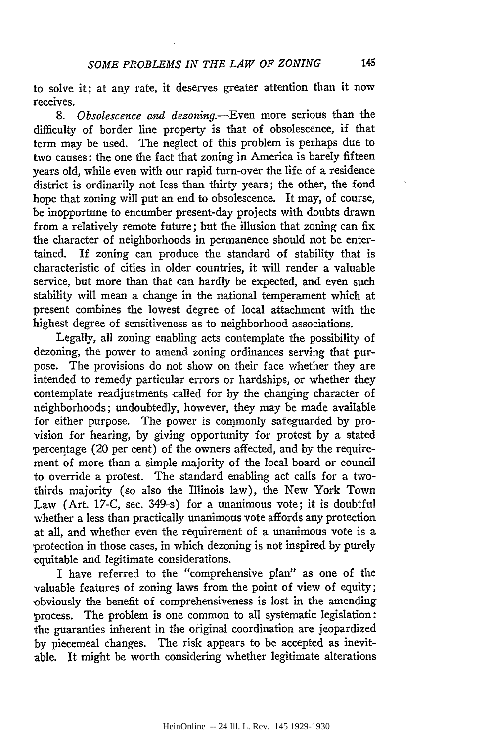to solve it; at any rate, it deserves greater attention than it now receives.

8. *Obsolescence and dezoning.*—Even more serious than the difficulty of border line property is that of obsolescence, if that term may be used. The neglect of this problem is perhaps due to two causes: the one the fact that zoning in America is barely fifteen years old, while even with our rapid turn-over the life of a residence district is ordinarily not less than thirty years; the other, the fond hope that zoning will put an end to obsolescence. It may, of course, be inopportune to encumber present-day projects with doubts drawn from a relatively remote future; but the illusion that zoning can fix the character of neighborhoods in permanence should not be entertained. If zoning can produce the standard of stability that is characteristic of cities in older countries, it will render a valuable service, but more than that can hardly be expected, and even such stability will mean a change in the national temperament which at present combines the lowest degree of local attachment with the highest degree of sensitiveness as to neighborhood associations.

Legally, all zoning enabling acts contemplate the possibility of dezoning, the power to amend zoning ordinances serving that purpose. The provisions do not show on their face whether they are intended to remedy particular errors or hardships, or whether they contemplate readjustments called for by the changing character of neighborhoods; undoubtedly, however, they may be made available for either purpose. The power is commonly safeguarded by provision for hearing, by giving opportunity for protest by a stated percentage (20 per cent) of the owners affected, and by the requirement of more than a simple majority of the local board or council to override a protest. The standard enabling act calls for a two-thirds majority (so also the Illinois law), the New York Town Law (Art. 17-C, sec. 349-s) for a unanimous vote; it is doubtful whether a less than practically unanimous vote affords any protection at all, and whether even the requirement of a unanimous vote is a protection in those cases, in which dezoning is not inspired by purely equitable and legitimate considerations.

I have referred to the "comprehensive plan" as one of the valuable features of zoning laws from the point of view of equity; obviously the benefit of comprehensiveness is lost in the amending process. The problem is one common to all systematic legislation: the guaranties inherent in the original coordination are jeopardized by piecemeal changes. The risk appears to be accepted as inevitable. It might be worth considering whether legitimate alterations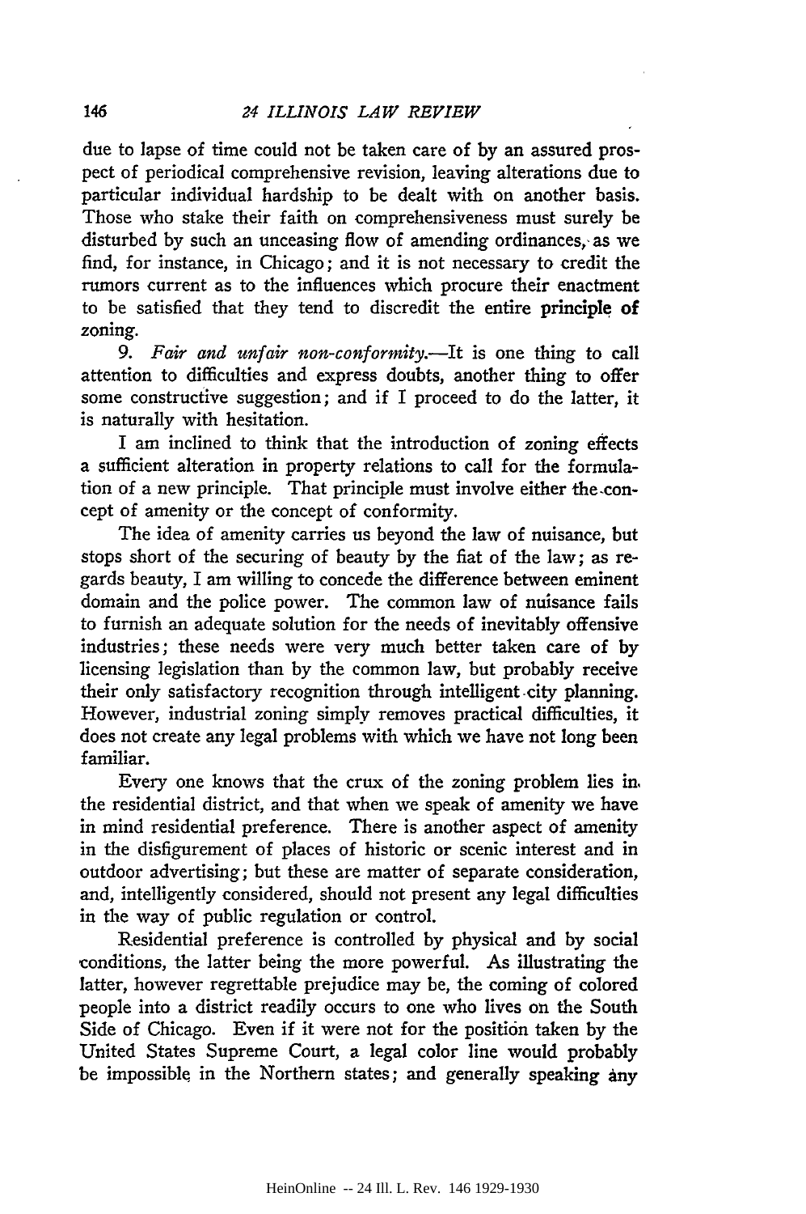due to lapse of time could not be taken care of by an assured prospect of periodical comprehensive revision, leaving alterations due to particular individual hardship to be dealt with on another basis. Those who stake their faith on comprehensiveness must surely be disturbed by such an unceasing flow of amending ordinances, as we find, for instance, in Chicago; and it is not necessary to credit the rumors current as to the influences which procure their enactment to be satisfied that they tend to discredit the entire principle of zoning.

9. *Fair and unfair non-conformity.*—It is one thing to call attention to difficulties and express doubts, another thing to offer some constructive suggestion; and if I proceed to do the latter, it is naturally with hesitation.

I am inclined to think that the introduction of zoning effects a sufficient alteration in property relations to call for the formulation of a new principle. That principle must involve either the concept of amenity or the concept of conformity.

The idea of amenity carries us beyond the law of nuisance, but stops short of the securing of beauty by the fiat of the law; as regards beauty, I am willing to concede the difference between eminent domain and the police power. The common law of nuisance fails to furnish an adequate solution for the needs of inevitably offensive industries; these needs were very much better taken care of by licensing legislation than by the common law, but probably receive their only satisfactory recognition through intelligent city planning. However, industrial zoning simply removes practical difficulties, it does not create any legal problems with which we have not long been familiar.

Every one knows that the crux of the zoning problem lies in the residential district, and that when we speak of amenity we have in mind residential preference. There is another aspect of amenity in the disfigurement of places of historic or scenic interest and in outdoor advertising; but these are matter of separate consideration, and, intelligently considered, should not present any legal difficulties in the way of public regulation or control.

Residential preference is controlled by physical and by social conditions, the latter being the more powerful. As illustrating the latter, however regrettable prejudice may be, the coming of colored people into a district readily occurs to one who lives on the South Side of Chicago. Even if it were not for the position taken by the United States Supreme Court, a legal color line would probably be impossible in the Northern states; and generally speaking any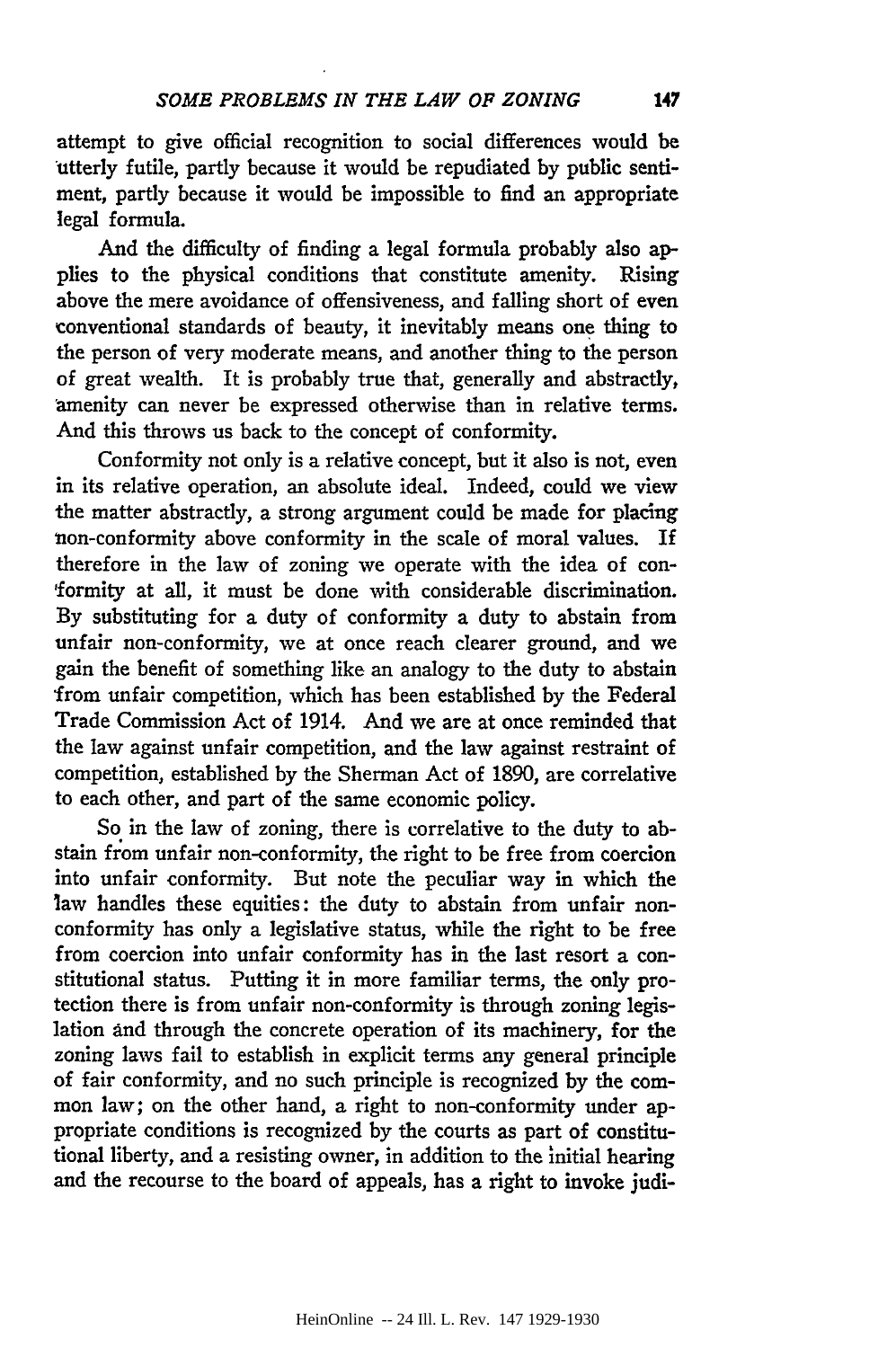attempt to give official recognition to social differences would be utterly futile, partly because it would be repudiated by public sentiment, partly because it would be impossible to find an appropriate legal formula.

And the difficulty of finding a legal formula probably also applies to the physical conditions that constitute amenity. Rising above the mere avoidance of offensiveness, and falling short of even conventional standards of beauty, it inevitably means one thing to the person of very moderate means, and another thing to the person of great wealth. It is probably true that, generally and abstractly, amenity can never be expressed otherwise than in relative terms. And this throws us back to the concept of conformity.

Conformity not only is a relative concept, but it also is not, even in its relative operation, an absolute ideal. Indeed, could we view the matter abstractly, a strong argument could be made for placing non-conformity above conformity in the scale of moral values. If therefore in the law of zoning we operate with the idea of conformity at all, it must be done with considerable discrimination. By substituting for a duty of conformity a duty to abstain from unfair non-conformity, we at once reach clearer ground, and we gain the benefit of something like an analogy to the duty to abstain from unfair competition, which has been established by the Federal Trade Commission Act of 1914. And we are at once reminded that the law against unfair competition, and the law against restraint of competition, established by the Sherman Act of 1890, are correlative to each other, and part of the same economic policy.

So in the law of zoning, there is correlative to the duty to abstain from unfair non-conformity, the right to be free from coercion into unfair conformity. But note the peculiar way in which the law handles these equities: the duty to abstain from unfair non-conformity has only a legislative status, while the right to be free from coercion into unfair conformity has in the last resort a constitutional status. Putting it in more familiar terms, the only protection there is from unfair non-conformity is through zoning legislation and through the concrete operation of its machinery, for the zoning laws fail to establish in explicit terms any general principle of fair conformity, and no such principle is recognized by the common law; on the other hand, a right to non-conformity under appropriate conditions is recognized by the courts as part of constitutional liberty, and a resisting owner, in addition to the initial hearing and the recourse to the board of appeals, has a right to invoke judi-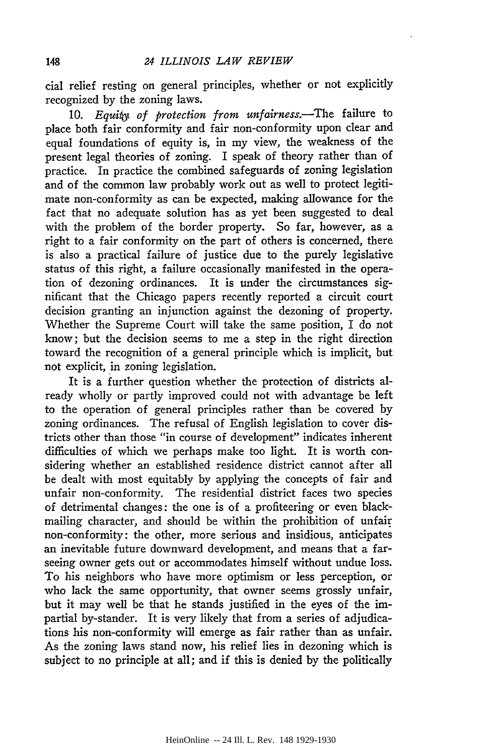cial relief resting on general principles, whether or not explicitly recognized by the zoning laws.

10. *Equity of protection from unfairness.*—The failure to place both fair conformity and fair non-conformity upon clear and equal foundations of equity is, in my view, the weakness of the present legal theories of zoning. I speak of theory rather than of practice. In practice the combined safeguards of zoning legislation and of the common law probably work out as well to protect legitimate non-conformity as can be expected, making allowance for the fact that no adequate solution has as yet been suggested to deal with the problem of the border property. So far, however, as a right to a fair conformity on the part of others is concerned, there is also a practical failure of justice due to the purely legislative status of this right, a failure occasionally manifested in the operation of dezoning ordinances. It is under the circumstances significant that the Chicago papers recently reported a circuit court decision granting an injunction against the dezoning of property. Whether the Supreme Court will take the same position, I do not know; but the decision seems to me a step in the right direction toward the recognition of a general principle which is implicit, but not explicit, in zoning legislation.

It is a further question whether the protection of districts already wholly or partly improved could not with advantage be left to the operation of general principles rather than be covered by zoning ordinances. The refusal of English legislation to cover districts other than those "in course of development" indicates inherent difficulties of which we perhaps make too light. It is worth considering whether an established residence district cannot after all be dealt with most equitably by applying the concepts of fair and unfair non-conformity. The residential district faces two species of detrimental changes: the one is of a profiteering or even blackmailing character, and should be within the prohibition of unfair non-conformity: the other, more serious and insidious, anticipates an inevitable future downward development, and means that a far-seeing owner gets out or accommodates himself without undue loss. To his neighbors who have more optimism or less perception, or who lack the same opportunity, that owner seems grossly unfair, but it may well be that he stands justified in the eyes of the impartial by-stander. It is very likely that from a series of adjudications his non-conformity will emerge as fair rather than as unfair. As the zoning laws stand now, his relief lies in dezoning which is subject to no principle at all; and if this is denied by the politically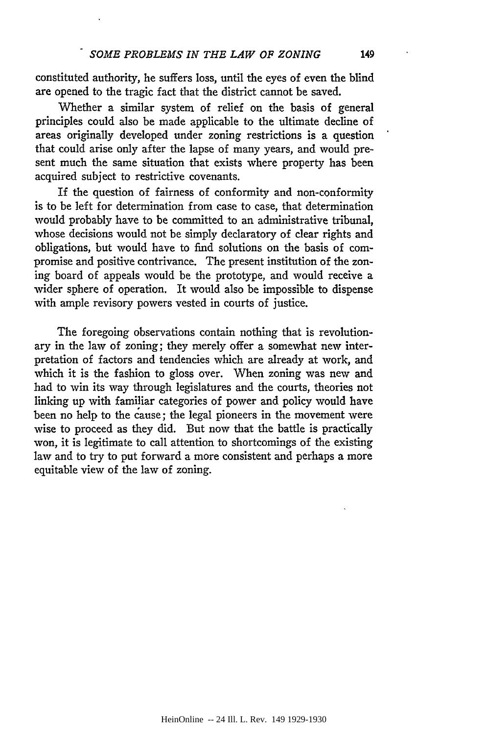constituted authority, he suffers loss, until the eyes of even the blind are opened to the tragic fact that the district cannot be saved.

Whether a similar system of relief on the basis of general principles could also be made applicable to the ultimate decline of areas originally developed under zoning restrictions is a question that could arise only after the lapse of many years, and would present much the same situation that exists where property has been acquired subject to restrictive covenants.

If the question of fairness of conformity and non-conformity is to be left for determination from case to case, that determination would probably have to be committed to an administrative tribunal, whose decisions would not be simply declaratory of clear rights and obligations, but would have to find solutions on the basis of compromise and positive contrivance. The present institution of the zoning board of appeals would be the prototype, and would receive a wider sphere of operation. It would also be impossible to dispense with ample revisory powers vested in courts of justice.

The foregoing observations contain nothing that is revolutionary in the law of zoning; they merely offer a somewhat new interpretation of factors and tendencies which are already at work, and which it is the fashion to gloss over. When zoning was new and had to win its way through legislatures and the courts, theories not linking up with familiar categories of power and policy would have been no help to the cause; the legal pioneers in the movement were wise to proceed as they did. But now that the battle is practically won, it is legitimate to call attention to shortcomings of the existing law and to try to put forward a more consistent and perhaps a more equitable view of the law of zoning.